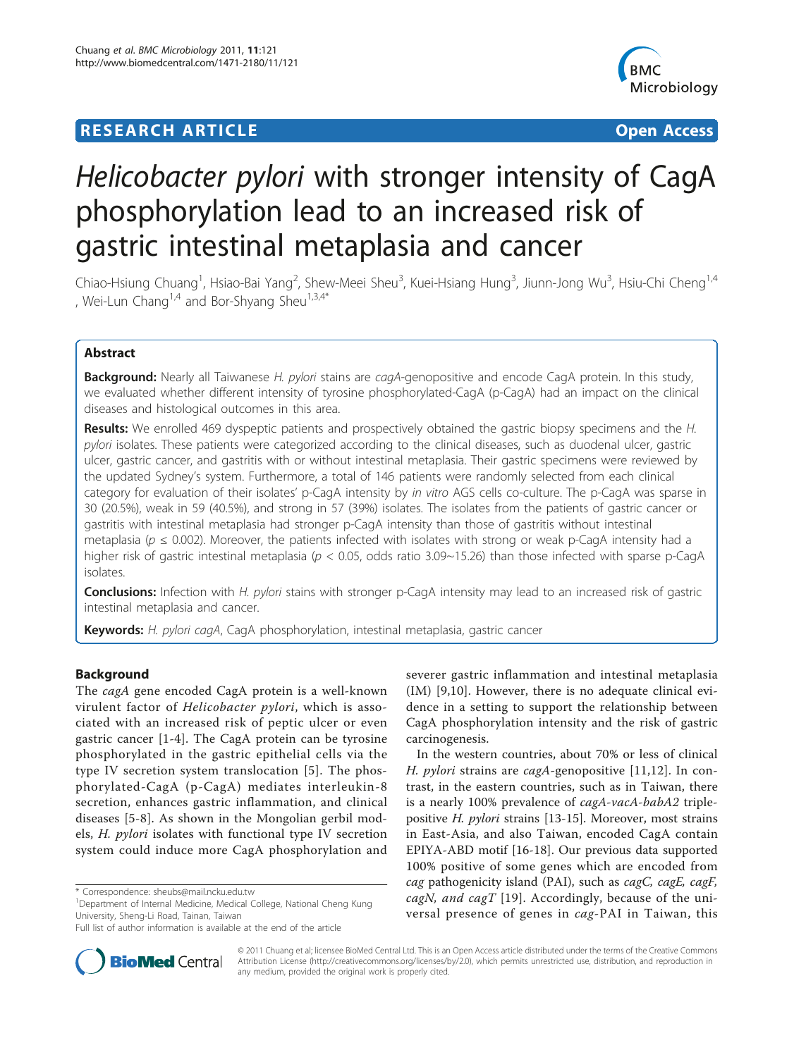# RESEARCH ARTICLE

Open Access

# *Helicobacter pylori* with stronger intensity of CagA phosphorylation lead to an increased risk of gastric intestinal metaplasia and cancer

Chiao-Hsiung Chuang[1], Hsiao-Bai Yang[2], Shew-Meei Sheu[3], Kuei-Hsiang Hung[3], Jiunn-Jong Wu[3], Hsiu-Chi Cheng[1,4], Wei-Lun Chang[1,4] and Bor-Shyang Sheu[1,3,4*]

## Abstract

**Background:** Nearly all Taiwanese *H. pylori* stains are *cagA*-genopositive and encode CagA protein. In this study, we evaluated whether different intensity of tyrosine phosphorylated-CagA (p-CagA) had an impact on the clinical diseases and histological outcomes in this area.

**Results:** We enrolled 469 dyspeptic patients and prospectively obtained the gastric biopsy specimens and the *H. pylori* isolates. These patients were categorized according to the clinical diseases, such as duodenal ulcer, gastric ulcer, gastric cancer, and gastritis with or without intestinal metaplasia. Their gastric specimens were reviewed by the updated Sydney's system. Furthermore, a total of 146 patients were randomly selected from each clinical category for evaluation of their isolates' p-CagA intensity by *in vitro* AGS cells co-culture. The p-CagA was sparse in 30 (20.5%), weak in 59 (40.5%), and strong in 57 (39%) isolates. The isolates from the patients of gastric cancer or gastritis with intestinal metaplasia had stronger p-CagA intensity than those of gastritis without intestinal metaplasia ($p \le 0.002$). Moreover, the patients infected with isolates with strong or weak p-CagA intensity had a higher risk of gastric intestinal metaplasia ($p < 0.05$, odds ratio 3.09~15.26) than those infected with sparse p-CagA isolates.

**Conclusions:** Infection with *H. pylori* stains with stronger p-CagA intensity may lead to an increased risk of gastric intestinal metaplasia and cancer.

**Keywords:** *H. pylori cagA*, CagA phosphorylation, intestinal metaplasia, gastric cancer

## Background

The *cagA* gene encoded CagA protein is a well-known virulent factor of *Helicobacter pylori*, which is associated with an increased risk of peptic ulcer or even gastric cancer [1-4]. The CagA protein can be tyrosine phosphorylated in the gastric epithelial cells via the type IV secretion system translocation [5]. The phosphorylated-CagA (p-CagA) mediates interleukin-8 secretion, enhances gastric inflammation, and clinical diseases [5-8]. As shown in the Mongolian gerbil models, *H. pylori* isolates with functional type IV secretion system could induce more CagA phosphorylation and severer gastric inflammation and intestinal metaplasia (IM) [9,10]. However, there is no adequate clinical evidence in a setting to support the relationship between CagA phosphorylation intensity and the risk of gastric carcinogenesis.

In the western countries, about 70% or less of clinical *H. pylori* strains are *cagA*-genopositive [11,12]. In contrast, in the eastern countries, such as in Taiwan, there is a nearly 100% prevalence of *cagA-vacA-babA2* triple-positive *H. pylori* strains [13-15]. Moreover, most strains in East-Asia, and also Taiwan, encoded CagA contain EPIYA-ABD motif [16-18]. Our previous data supported 100% positive of some genes which are encoded from *cag* pathogenicity island (PAI), such as *cagC, cagE, cagF, cagN, and cagT* [19]. Accordingly, because of the universal presence of genes in *cag*-PAI in Taiwan, this

\* Correspondence: sheubs@mail.ncku.edu.tw
[1]Department of Internal Medicine, Medical College, National Cheng Kung University, Sheng-Li Road, Tainan, Taiwan
Full list of author information is available at the end of the article

© 2011 Chuang et al; licensee BioMed Central Ltd. This is an Open Access article distributed under the terms of the Creative Commons Attribution License (http://creativecommons.org/licenses/by/2.0), which permits unrestricted use, distribution, and reproduction in any medium, provided the original work is properly cited.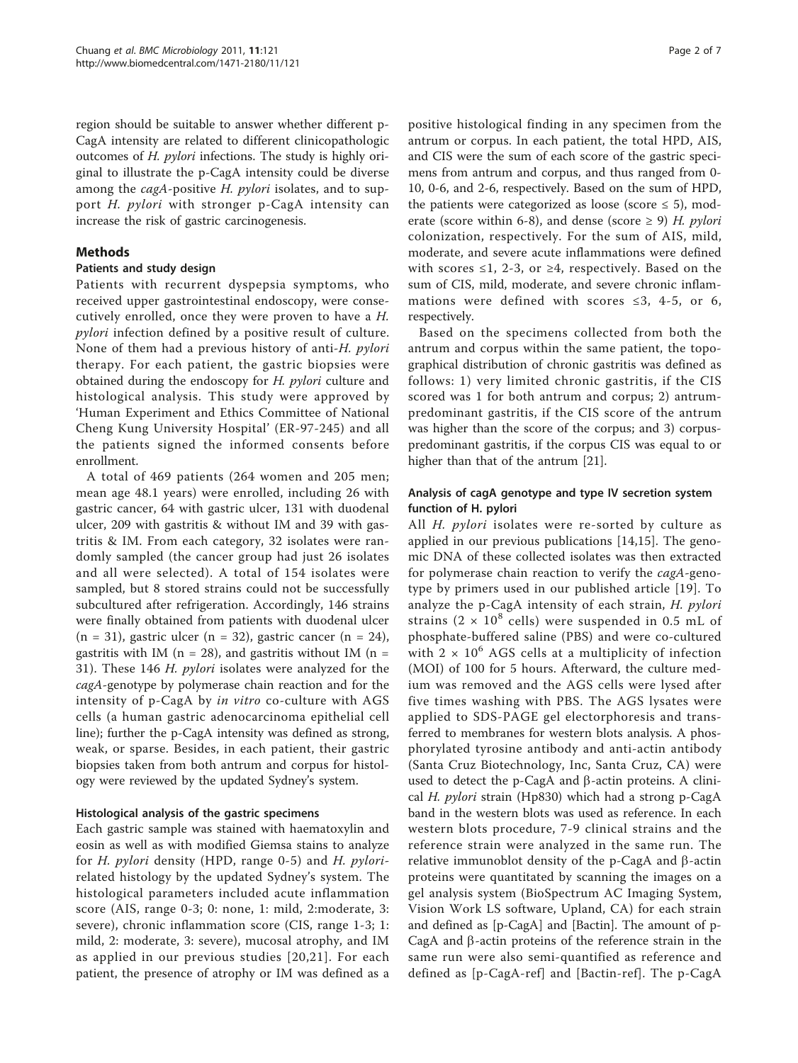region should be suitable to answer whether different p-CagA intensity are related to different clinicopathologic outcomes of *H. pylori* infections. The study is highly original to illustrate the p-CagA intensity could be diverse among the *cagA*-positive *H. pylori* isolates, and to support *H. pylori* with stronger p-CagA intensity can increase the risk of gastric carcinogenesis.

## Methods

### Patients and study design

Patients with recurrent dyspepsia symptoms, who received upper gastrointestinal endoscopy, were consecutively enrolled, once they were proven to have a *H. pylori* infection defined by a positive result of culture. None of them had a previous history of anti-*H. pylori* therapy. For each patient, the gastric biopsies were obtained during the endoscopy for *H. pylori* culture and histological analysis. This study were approved by 'Human Experiment and Ethics Committee of National Cheng Kung University Hospital' (ER-97-245) and all the patients signed the informed consents before enrollment.

A total of 469 patients (264 women and 205 men; mean age 48.1 years) were enrolled, including 26 with gastric cancer, 64 with gastric ulcer, 131 with duodenal ulcer, 209 with gastritis & without IM and 39 with gastritis & IM. From each category, 32 isolates were randomly sampled (the cancer group had just 26 isolates and all were selected). A total of 154 isolates were sampled, but 8 stored strains could not be successfully subcultured after refrigeration. Accordingly, 146 strains were finally obtained from patients with duodenal ulcer (n = 31), gastric ulcer (n = 32), gastric cancer (n = 24), gastritis with IM (n = 28), and gastritis without IM (n = 31). These 146 *H. pylori* isolates were analyzed for the *cagA*-genotype by polymerase chain reaction and for the intensity of p-CagA by *in vitro* co-culture with AGS cells (a human gastric adenocarcinoma epithelial cell line); further the p-CagA intensity was defined as strong, weak, or sparse. Besides, in each patient, their gastric biopsies taken from both antrum and corpus for histology were reviewed by the updated Sydney's system.

### Histological analysis of the gastric specimens

Each gastric sample was stained with haematoxylin and eosin as well as with modified Giemsa stains to analyze for *H. pylori* density (HPD, range 0-5) and *H. pylori*-related histology by the updated Sydney's system. The histological parameters included acute inflammation score (AIS, range 0-3; 0: none, 1: mild, 2:moderate, 3: severe), chronic inflammation score (CIS, range 1-3; 1: mild, 2: moderate, 3: severe), mucosal atrophy, and IM as applied in our previous studies [20,21]. For each patient, the presence of atrophy or IM was defined as a positive histological finding in any specimen from the antrum or corpus. In each patient, the total HPD, AIS, and CIS were the sum of each score of the gastric specimens from antrum and corpus, and thus ranged from 0-10, 0-6, and 2-6, respectively. Based on the sum of HPD, the patients were categorized as loose (score ≤ 5), moderate (score within 6-8), and dense (score ≥ 9) *H. pylori* colonization, respectively. For the sum of AIS, mild, moderate, and severe acute inflammations were defined with scores ≤1, 2-3, or ≥4, respectively. Based on the sum of CIS, mild, moderate, and severe chronic inflammations were defined with scores ≤3, 4-5, or 6, respectively.

Based on the specimens collected from both the antrum and corpus within the same patient, the topographical distribution of chronic gastritis was defined as follows: 1) very limited chronic gastritis, if the CIS scored was 1 for both antrum and corpus; 2) antrum-predominant gastritis, if the CIS score of the antrum was higher than the score of the corpus; and 3) corpus-predominant gastritis, if the corpus CIS was equal to or higher than that of the antrum [21].

### Analysis of cagA genotype and type IV secretion system function of H. pylori

All *H. pylori* isolates were re-sorted by culture as applied in our previous publications [14,15]. The genomic DNA of these collected isolates was then extracted for polymerase chain reaction to verify the *cagA*-genotype by primers used in our published article [19]. To analyze the p-CagA intensity of each strain, *H. pylori* strains ($2 \times 10^8$ cells) were suspended in 0.5 mL of phosphate-buffered saline (PBS) and were co-cultured with $2 \times 10^6$ AGS cells at a multiplicity of infection (MOI) of 100 for 5 hours. Afterward, the culture medium was removed and the AGS cells were lysed after five times washing with PBS. The AGS lysates were applied to SDS-PAGE gel electorphoresis and transferred to membranes for western blots analysis. A phosphorylated tyrosine antibody and anti-actin antibody (Santa Cruz Biotechnology, Inc, Santa Cruz, CA) were used to detect the p-CagA and β-actin proteins. A clinical *H. pylori* strain (Hp830) which had a strong p-CagA band in the western blots was used as reference. In each western blots procedure, 7-9 clinical strains and the reference strain were analyzed in the same run. The relative immunoblot density of the p-CagA and β-actin proteins were quantitated by scanning the images on a gel analysis system (BioSpectrum AC Imaging System, Vision Work LS software, Upland, CA) for each strain and defined as [p-CagA] and [Bactin]. The amount of p-CagA and β-actin proteins of the reference strain in the same run were also semi-quantified as reference and defined as [p-CagA-ref] and [Bactin-ref]. The p-CagA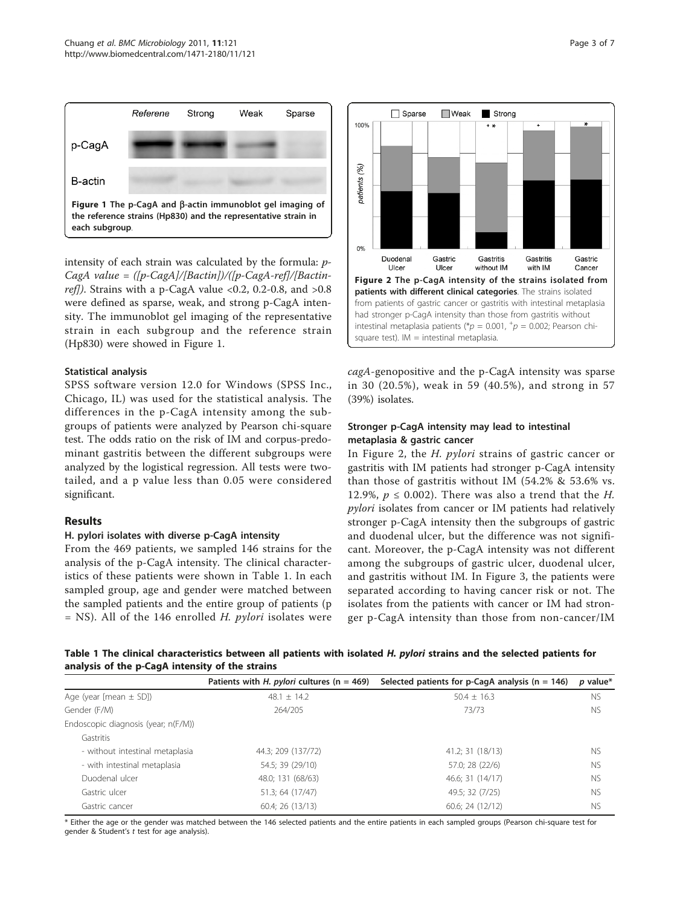Figure 1 The p-CagA and β-actin immunoblot gel imaging of the reference strains (Hp830) and the representative strain in each subgroup.

intensity of each strain was calculated by the formula: *p-CagA value = ([p-CagA]/[Bactin])/([p-CagA-ref]/[Bactin-ref])*. Strains with a p-CagA value <0.2, 0.2-0.8, and >0.8 were defined as sparse, weak, and strong p-CagA intensity. The immunoblot gel imaging of the representative strain in each subgroup and the reference strain (Hp830) were showed in Figure 1.

### Statistical analysis

SPSS software version 12.0 for Windows (SPSS Inc., Chicago, IL) was used for the statistical analysis. The differences in the p-CagA intensity among the subgroups of patients were analyzed by Pearson chi-square test. The odds ratio on the risk of IM and corpus-predominant gastritis between the different subgroups were analyzed by the logistical regression. All tests were two-tailed, and a p value less than 0.05 were considered significant.

## Results

### H. pylori isolates with diverse p-CagA intensity

From the 469 patients, we sampled 146 strains for the analysis of the p-CagA intensity. The clinical characteristics of these patients were shown in Table 1. In each sampled group, age and gender were matched between the sampled patients and the entire group of patients (p = NS). All of the 146 enrolled *H. pylori* isolates were *cagA*-genopositive and the p-CagA intensity was sparse in 30 (20.5%), weak in 59 (40.5%), and strong in 57 (39%) isolates.

Figure 2 The p-CagA intensity of the strains isolated from patients with different clinical categories. The strains isolated from patients of gastric cancer or gastritis with intestinal metaplasia had stronger p-CagA intensity than those from gastritis without intestinal metaplasia patients (\*$p = 0.001$, $^{+}p = 0.002$; Pearson chi-square test). IM = intestinal metaplasia.

### Stronger p-CagA intensity may lead to intestinal metaplasia & gastric cancer

In Figure 2, the *H. pylori* strains of gastric cancer or gastritis with IM patients had stronger p-CagA intensity than those of gastritis without IM (54.2% & 53.6% vs. 12.9%, $p \leq 0.002$). There was also a trend that the *H. pylori* isolates from cancer or IM patients had relatively stronger p-CagA intensity then the subgroups of gastric and duodenal ulcer, but the difference was not significant. Moreover, the p-CagA intensity was not different among the subgroups of gastric ulcer, duodenal ulcer, and gastritis without IM. In Figure 3, the patients were separated according to having cancer risk or not. The isolates from the patients with cancer or IM had stronger p-CagA intensity than those from non-cancer/IM

**Table 1 The clinical characteristics between all patients with isolated *H. pylori* strains and the selected patients for analysis of the p-CagA intensity of the strains**

| | Patients with *H. pylori* cultures (n = 469) | Selected patients for p-CagA analysis (n = 146) | *p* value* |
|---|---|---|---|
| Age (year [mean ± SD]) | 48.1 ± 14.2 | 50.4 ± 16.3 | NS |
| Gender (F/M) | 264/205 | 73/73 | NS |
| Endoscopic diagnosis (year; n(F/M)) | | | |
| Gastritis | | | |
| - without intestinal metaplasia | 44.3; 209 (137/72) | 41.2; 31 (18/13) | NS |
| - with intestinal metaplasia | 54.5; 39 (29/10) | 57.0; 28 (22/6) | NS |
| Duodenal ulcer | 48.0; 131 (68/63) | 46.6; 31 (14/17) | NS |
| Gastric ulcer | 51.3; 64 (17/47) | 49.5; 32 (7/25) | NS |
| Gastric cancer | 60.4; 26 (13/13) | 60.6; 24 (12/12) | NS |

\* Either the age or the gender was matched between the 146 selected patients and the entire patients in each sampled groups (Pearson chi-square test for gender & Student's *t* test for age analysis).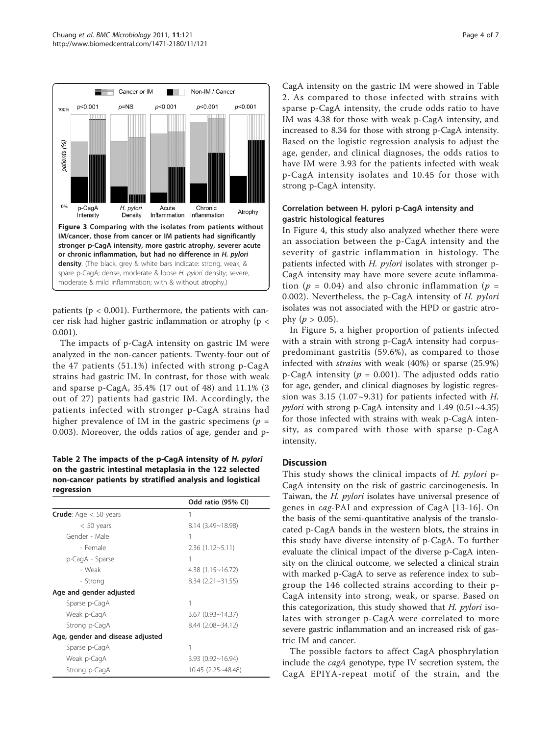Figure 3 Comparing with the isolates from patients without IM/cancer, those from cancer or IM patients had significantly stronger p-CagA intensity, more gastric atrophy, severer acute or chronic inflammation, but had no difference in *H. pylori* density. (The black, grey & white bars indicate: strong, weak, & spare p-CagA; dense, moderate & loose *H. pylori* density; severe, moderate & mild inflammation; with & without atrophy.)

patients ($p < 0.001$). Furthermore, the patients with cancer risk had higher gastric inflammation or atrophy ($p < 0.001$).

The impacts of p-CagA intensity on gastric IM were analyzed in the non-cancer patients. Twenty-four out of the 47 patients (51.1%) infected with strong p-CagA strains had gastric IM. In contrast, for those with weak and sparse p-CagA, 35.4% (17 out of 48) and 11.1% (3 out of 27) patients had gastric IM. Accordingly, the patients infected with stronger p-CagA strains had higher prevalence of IM in the gastric specimens ($p = 0.003$). Moreover, the odds ratios of age, gender and p-CagA intensity on the gastric IM were showed in Table 2. As compared to those infected with strains with sparse p-CagA intensity, the crude odds ratio to have IM was 4.38 for those with weak p-CagA intensity, and increased to 8.34 for those with strong p-CagA intensity. Based on the logistic regression analysis to adjust the age, gender, and clinical diagnoses, the odds ratios to have IM were 3.93 for the patients infected with weak p-CagA intensity isolates and 10.45 for those with strong p-CagA intensity.

**Table 2 The impacts of the p-CagA intensity of *H. pylori* on the gastric intestinal metaplasia in the 122 selected non-cancer patients by stratified analysis and logistical regression**

| | Odd ratio (95% CI) |
|---|---|
| **Crude**: Age < 50 years | 1 |
| < 50 years | 8.14 (3.49~18.98) |
| Gender - Male | 1 |
| - Female | 2.36 (1.12~5.11) |
| p-CagA - Sparse | 1 |
| - Weak | 4.38 (1.15~16.72) |
| - Strong | 8.34 (2.21~31.55) |
| **Age and gender adjusted** | |
| Sparse p-CagA | 1 |
| Weak p-CagA | 3.67 (0.93~14.37) |
| Strong p-CagA | 8.44 (2.08~34.12) |
| **Age, gender and disease adjusted** | |
| Sparse p-CagA | 1 |
| Weak p-CagA | 3.93 (0.92~16.94) |
| Strong p-CagA | 10.45 (2.25~48.48) |

### Correlation between H. pylori p-CagA intensity and gastric histological features

In Figure 4, this study also analyzed whether there were an association between the p-CagA intensity and the severity of gastric inflammation in histology. The patients infected with *H. pylori* isolates with stronger p-CagA intensity may have more severe acute inflammation ($p = 0.04$) and also chronic inflammation ($p = 0.002$). Nevertheless, the p-CagA intensity of *H. pylori* isolates was not associated with the HPD or gastric atrophy ($p > 0.05$).

In Figure 5, a higher proportion of patients infected with a strain with strong p-CagA intensity had corpus-predominant gastritis (59.6%), as compared to those infected with *strains* with weak (40%) or sparse (25.9%) p-CagA intensity ($p = 0.001$). The adjusted odds ratio for age, gender, and clinical diagnoses by logistic regression was 3.15 (1.07~9.31) for patients infected with *H. pylori* with strong p-CagA intensity and 1.49 (0.51~4.35) for those infected with strains with weak p-CagA intensity, as compared with those with sparse p-CagA intensity.

## Discussion

This study shows the clinical impacts of *H. pylori* p-CagA intensity on the risk of gastric carcinogenesis. In Taiwan, the *H. pylori* isolates have universal presence of genes in *cag*-PAI and expression of CagA [13-16]. On the basis of the semi-quantitative analysis of the translocated p-CagA bands in the western blots, the strains in this study have diverse intensity of p-CagA. To further evaluate the clinical impact of the diverse p-CagA intensity on the clinical outcome, we selected a clinical strain with marked p-CagA to serve as reference index to subgroup the 146 collected strains according to their p-CagA intensity into strong, weak, or sparse. Based on this categorization, this study showed that *H. pylori* isolates with stronger p-CagA were correlated to more severe gastric inflammation and an increased risk of gastric IM and cancer.

The possible factors to affect CagA phosphrylation include the *cagA* genotype, type IV secretion system, the CagA EPIYA-repeat motif of the strain, and the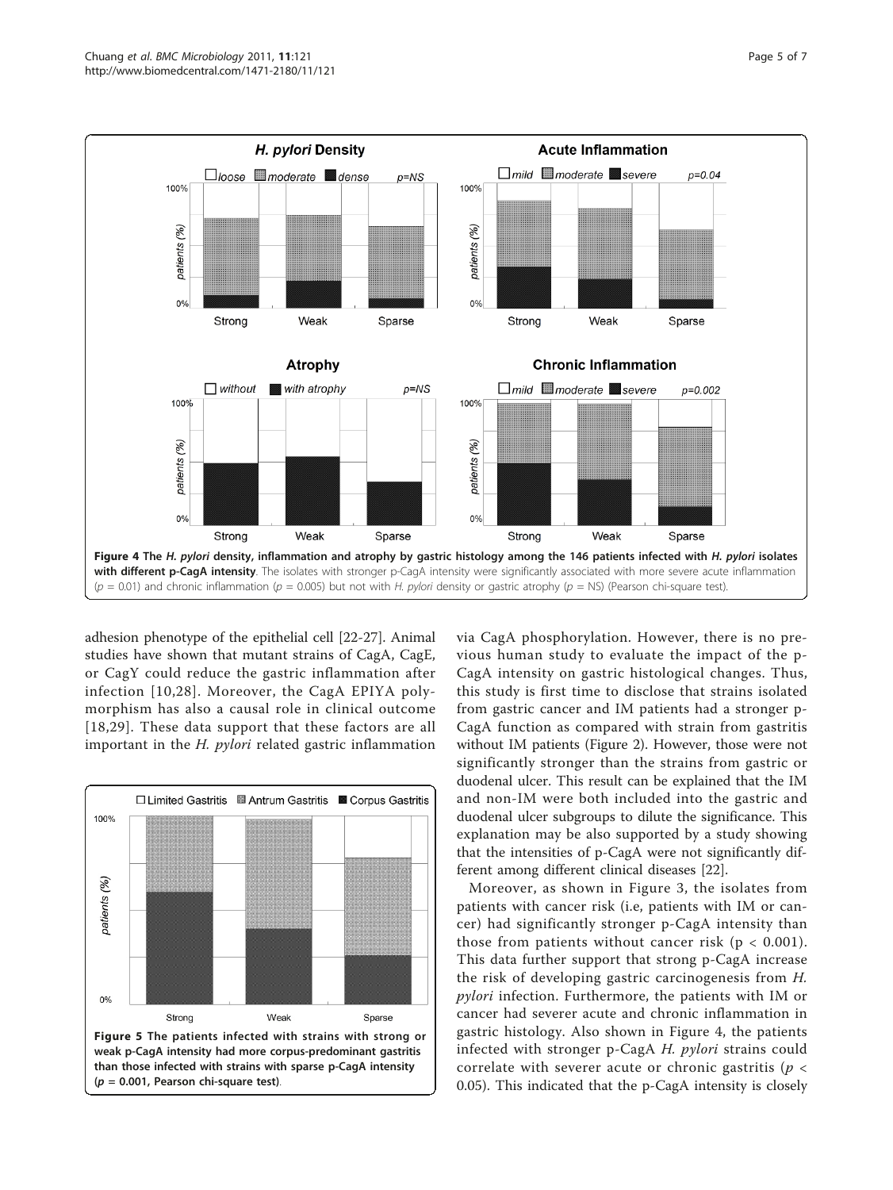**Figure 4 The *H. pylori* density, inflammation and atrophy by gastric histology among the 146 patients infected with *H. pylori* isolates with different p-CagA intensity**. The isolates with stronger p-CagA intensity were significantly associated with more severe acute inflammation ($p = 0.01$) and chronic inflammation ($p = 0.005$) but not with *H. pylori* density or gastric atrophy ($p$ = NS) (Pearson chi-square test).

adhesion phenotype of the epithelial cell [22-27]. Animal studies have shown that mutant strains of CagA, CagE, or CagY could reduce the gastric inflammation after infection [10,28]. Moreover, the CagA EPIYA polymorphism has also a causal role in clinical outcome [18,29]. These data support that these factors are all important in the *H. pylori* related gastric inflammation

**Figure 5 The patients infected with strains with strong or weak p-CagA intensity had more corpus-predominant gastritis than those infected with strains with sparse p-CagA intensity ($p = 0.001$, Pearson chi-square test)**.

via CagA phosphorylation. However, there is no previous human study to evaluate the impact of the p-CagA intensity on gastric histological changes. Thus, this study is first time to disclose that strains isolated from gastric cancer and IM patients had a stronger p-CagA function as compared with strain from gastritis without IM patients (Figure 2). However, those were not significantly stronger than the strains from gastric or duodenal ulcer. This result can be explained that the IM and non-IM were both included into the gastric and duodenal ulcer subgroups to dilute the significance. This explanation may be also supported by a study showing that the intensities of p-CagA were not significantly different among different clinical diseases [22].

Moreover, as shown in Figure 3, the isolates from patients with cancer risk (i.e, patients with IM or cancer) had significantly stronger p-CagA intensity than those from patients without cancer risk ($p < 0.001$). This data further support that strong p-CagA increase the risk of developing gastric carcinogenesis from *H. pylori* infection. Furthermore, the patients with IM or cancer had severer acute and chronic inflammation in gastric histology. Also shown in Figure 4, the patients infected with stronger p-CagA *H. pylori* strains could correlate with severer acute or chronic gastritis ($p < 0.05$). This indicated that the p-CagA intensity is closely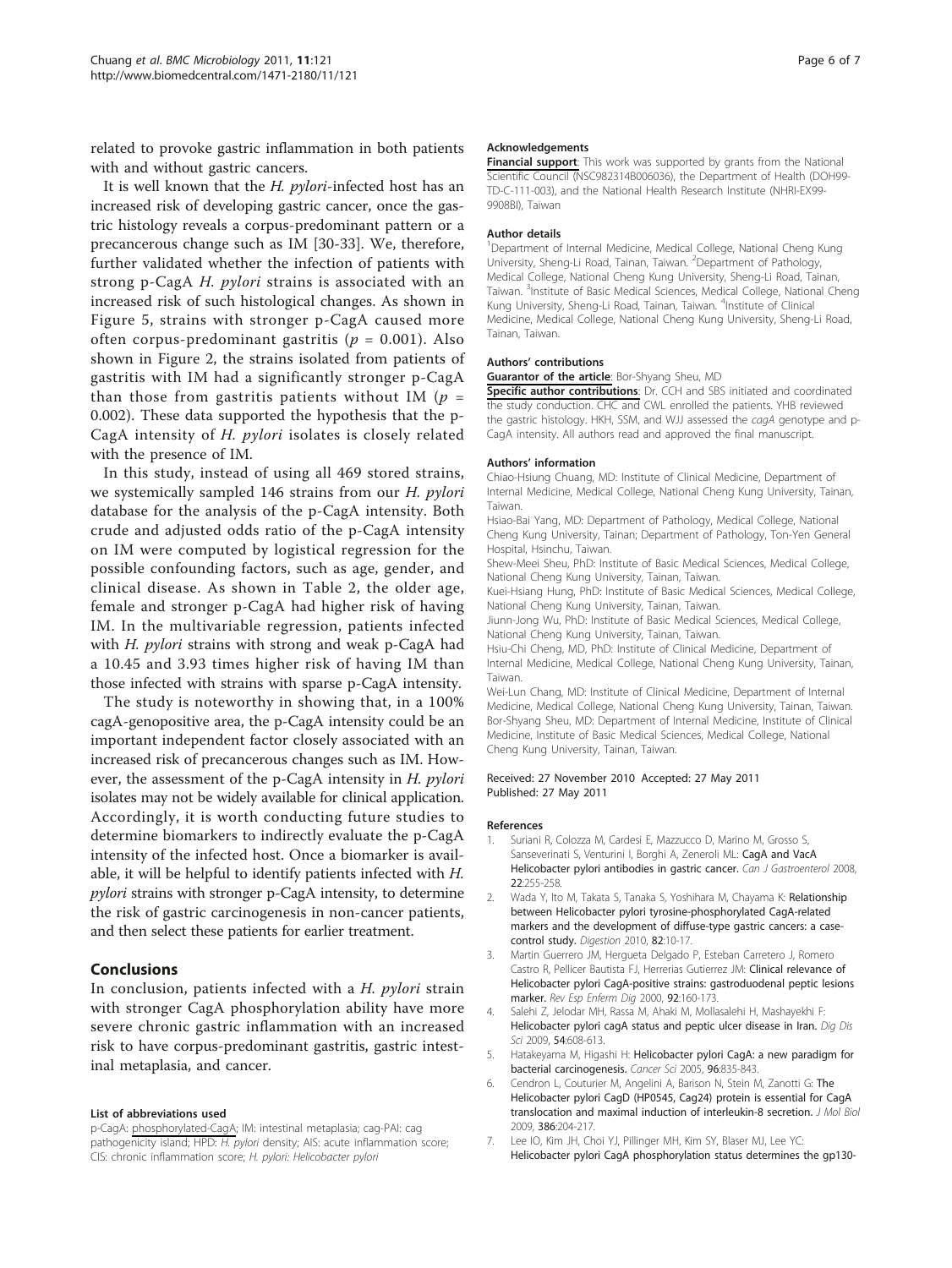related to provoke gastric inflammation in both patients with and without gastric cancers.

It is well known that the *H. pylori*-infected host has an increased risk of developing gastric cancer, once the gastric histology reveals a corpus-predominant pattern or a precancerous change such as IM [30-33]. We, therefore, further validated whether the infection of patients with strong p-CagA *H. pylori* strains is associated with an increased risk of such histological changes. As shown in Figure 5, strains with stronger p-CagA caused more often corpus-predominant gastritis ($p$ = 0.001). Also shown in Figure 2, the strains isolated from patients of gastritis with IM had a significantly stronger p-CagA than those from gastritis patients without IM ($p$ = 0.002). These data supported the hypothesis that the p-CagA intensity of *H. pylori* isolates is closely related with the presence of IM.

In this study, instead of using all 469 stored strains, we systemically sampled 146 strains from our *H. pylori* database for the analysis of the p-CagA intensity. Both crude and adjusted odds ratio of the p-CagA intensity on IM were computed by logistical regression for the possible confounding factors, such as age, gender, and clinical disease. As shown in Table 2, the older age, female and stronger p-CagA had higher risk of having IM. In the multivariable regression, patients infected with *H. pylori* strains with strong and weak p-CagA had a 10.45 and 3.93 times higher risk of having IM than those infected with strains with sparse p-CagA intensity.

The study is noteworthy in showing that, in a 100% cagA-genopositive area, the p-CagA intensity could be an important independent factor closely associated with an increased risk of precancerous changes such as IM. However, the assessment of the p-CagA intensity in *H. pylori* isolates may not be widely available for clinical application. Accordingly, it is worth conducting future studies to determine biomarkers to indirectly evaluate the p-CagA intensity of the infected host. Once a biomarker is available, it will be helpful to identify patients infected with *H. pylori* strains with stronger p-CagA intensity, to determine the risk of gastric carcinogenesis in non-cancer patients, and then select these patients for earlier treatment.

## Conclusions

In conclusion, patients infected with a *H. pylori* strain with stronger CagA phosphorylation ability have more severe chronic gastric inflammation with an increased risk to have corpus-predominant gastritis, gastric intestinal metaplasia, and cancer.

#### List of abbreviations used

p-CagA: phosphorylated-CagA; IM: intestinal metaplasia; cag-PAI: cag pathogenicity island; HPD: *H. pylori* density; AIS: acute inflammation score; CIS: chronic inflammation score; *H. pylori*: *Helicobacter pylori*

#### Acknowledgements

Financial support: This work was supported by grants from the National Scientific Council (NSC982314B006036), the Department of Health (DOH99-TD-C-111-003), and the National Health Research Institute (NHRI-EX99-9908BI), Taiwan

#### Author details

[1]Department of Internal Medicine, Medical College, National Cheng Kung University, Sheng-Li Road, Tainan, Taiwan. [2]Department of Pathology, Medical College, National Cheng Kung University, Sheng-Li Road, Tainan, Taiwan. [3]Institute of Basic Medical Sciences, Medical College, National Cheng Kung University, Sheng-Li Road, Tainan, Taiwan. [4]Institute of Clinical Medicine, Medical College, National Cheng Kung University, Sheng-Li Road, Tainan, Taiwan.

#### Authors' contributions

Guarantor of the article: Bor-Shyang Sheu, MD

Specific author contributions: Dr. CCH and SBS initiated and coordinated the study conduction. CHC and CWL enrolled the patients. YHB reviewed the gastric histology. HKH, SSM, and WJJ assessed the *cagA* genotype and p-CagA intensity. All authors read and approved the final manuscript.

#### Authors' information

Chiao-Hsiung Chuang, MD: Institute of Clinical Medicine, Department of Internal Medicine, Medical College, National Cheng Kung University, Tainan, Taiwan.
Hsiao-Bai Yang, MD: Department of Pathology, Medical College, National Cheng Kung University, Tainan; Department of Pathology, Ton-Yen General Hospital, Hsinchu, Taiwan.
Shew-Meei Sheu, PhD: Institute of Basic Medical Sciences, Medical College, National Cheng Kung University, Tainan, Taiwan.
Kuei-Hsiang Hung, PhD: Institute of Basic Medical Sciences, Medical College, National Cheng Kung University, Tainan, Taiwan.
Jiunn-Jong Wu, PhD: Institute of Basic Medical Sciences, Medical College, National Cheng Kung University, Tainan, Taiwan.
Hsiu-Chi Cheng, MD, PhD: Institute of Clinical Medicine, Department of Internal Medicine, Medical College, National Cheng Kung University, Tainan, Taiwan.
Wei-Lun Chang, MD: Institute of Clinical Medicine, Department of Internal Medicine, Medical College, National Cheng Kung University, Tainan, Taiwan.
Bor-Shyang Sheu, MD: Department of Internal Medicine, Institute of Clinical Medicine, Institute of Basic Medical Sciences, Medical College, National Cheng Kung University, Tainan, Taiwan.

Received: 27 November 2010 Accepted: 27 May 2011
Published: 27 May 2011

#### References

1. Suriani R, Colozza M, Cardesi E, Mazzucco D, Marino M, Grosso S, Sanseverinati S, Venturini I, Borghi A, Zeneroli ML: CagA and VacA Helicobacter pylori antibodies in gastric cancer. *Can J Gastroenterol* 2008, 22:255-258.
2. Wada Y, Ito M, Takata S, Tanaka S, Yoshihara M, Chayama K: Relationship between Helicobacter pylori tyrosine-phosphorylated CagA-related markers and the development of diffuse-type gastric cancers: a case-control study. *Digestion* 2010, 82:10-17.
3. Martin Guerrero JM, Hergueta Delgado P, Esteban Carretero J, Romero Castro R, Pellicer Bautista FJ, Herrerias Gutierrez JM: Clinical relevance of Helicobacter pylori CagA-positive strains: gastroduodenal peptic lesions marker. *Rev Esp Enferm Dig* 2000, 92:160-173.
4. Salehi Z, Jelodar MH, Rassa M, Ahaki M, Mollasalehi H, Mashayekhi F: Helicobacter pylori cagA status and peptic ulcer disease in Iran. *Dig Dis Sci* 2009, 54:608-613.
5. Hatakeyama M, Higashi H: Helicobacter pylori CagA: a new paradigm for bacterial carcinogenesis. *Cancer Sci* 2005, 96:835-843.
6. Cendron L, Couturier M, Angelini A, Barison N, Stein M, Zanotti G: The Helicobacter pylori CagD (HP0545, Cag24) protein is essential for CagA translocation and maximal induction of interleukin-8 secretion. *J Mol Biol* 2009, 386:204-217.
7. Lee IO, Kim JH, Choi YJ, Pillinger MH, Kim SY, Blaser MJ, Lee YC: Helicobacter pylori CagA phosphorylation status determines the gp130-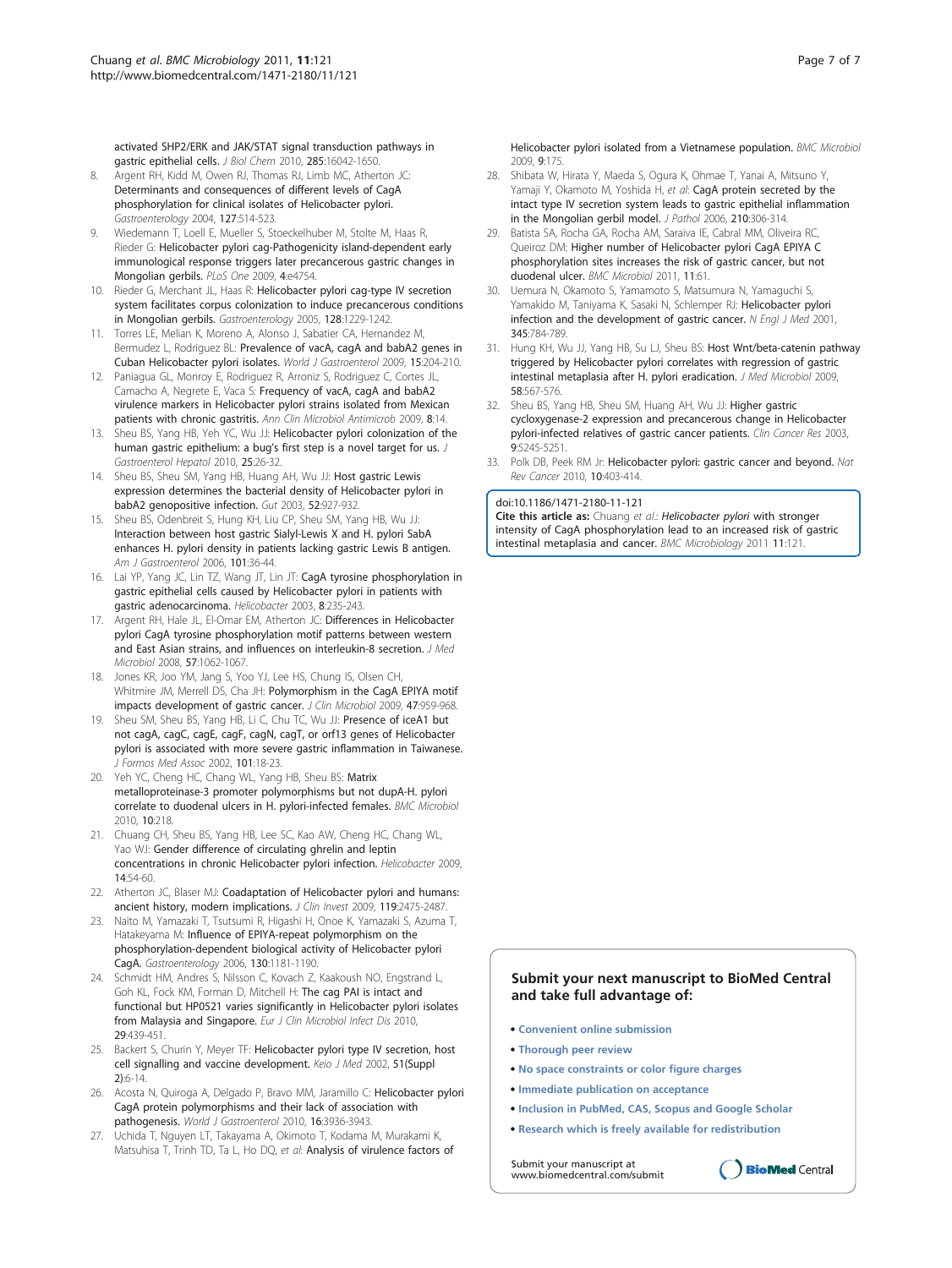activated SHP2/ERK and JAK/STAT signal transduction pathways in gastric epithelial cells. *J Biol Chem* 2010, **285**:16042-1650.

8. Argent RH, Kidd M, Owen RJ, Thomas RJ, Limb MC, Atherton JC: Determinants and consequences of different levels of CagA phosphorylation for clinical isolates of Helicobacter pylori. *Gastroenterology* 2004, **127**:514-523.
9. Wiedemann T, Loell E, Mueller S, Stoeckelhuber M, Stolte M, Haas R, Rieder G: Helicobacter pylori cag-Pathogenicity island-dependent early immunological response triggers later precancerous gastric changes in Mongolian gerbils. *PLoS One* 2009, **4**:e4754.
10. Rieder G, Merchant JL, Haas R: Helicobacter pylori cag-type IV secretion system facilitates corpus colonization to induce precancerous conditions in Mongolian gerbils. *Gastroenterology* 2005, **128**:1229-1242.
11. Torres LE, Melian K, Moreno A, Alonso J, Sabatier CA, Hernandez M, Bermudez L, Rodriguez BL: Prevalence of vacA, cagA and babA2 genes in Cuban Helicobacter pylori isolates. *World J Gastroenterol* 2009, **15**:204-210.
12. Paniagua GL, Monroy E, Rodriguez R, Arroniz S, Rodriguez C, Cortes JL, Camacho A, Negrete E, Vaca S: Frequency of vacA, cagA and babA2 virulence markers in Helicobacter pylori strains isolated from Mexican patients with chronic gastritis. *Ann Clin Microbiol Antimicrob* 2009, **8**:14.
13. Sheu BS, Yang HB, Yeh YC, Wu JJ: Helicobacter pylori colonization of the human gastric epithelium: a bug's first step is a novel target for us. *J Gastroenterol Hepatol* 2010, **25**:26-32.
14. Sheu BS, Sheu SM, Yang HB, Huang AH, Wu JJ: Host gastric Lewis expression determines the bacterial density of Helicobacter pylori in babA2 genopositive infection. *Gut* 2003, **52**:927-932.
15. Sheu BS, Odenbreit S, Hung KH, Liu CP, Sheu SM, Yang HB, Wu JJ: Interaction between host gastric Sialyl-Lewis X and H. pylori SabA enhances H. pylori density in patients lacking gastric Lewis B antigen. *Am J Gastroenterol* 2006, **101**:36-44.
16. Lai YP, Yang JC, Lin TZ, Wang JT, Lin JT: CagA tyrosine phosphorylation in gastric epithelial cells caused by Helicobacter pylori in patients with gastric adenocarcinoma. *Helicobacter* 2003, **8**:235-243.
17. Argent RH, Hale JL, El-Omar EM, Atherton JC: Differences in Helicobacter pylori CagA tyrosine phosphorylation motif patterns between western and East Asian strains, and influences on interleukin-8 secretion. *J Med Microbiol* 2008, **57**:1062-1067.
18. Jones KR, Joo YM, Jang S, Yoo YJ, Lee HS, Chung IS, Olsen CH, Whitmire JM, Merrell DS, Cha JH: Polymorphism in the CagA EPIYA motif impacts development of gastric cancer. *J Clin Microbiol* 2009, **47**:959-968.
19. Sheu SM, Sheu BS, Yang HB, Li C, Chu TC, Wu JJ: Presence of iceA1 but not cagA, cagC, cagE, cagF, cagN, cagT, or orf13 genes of Helicobacter pylori is associated with more severe gastric inflammation in Taiwanese. *J Formos Med Assoc* 2002, **101**:18-23.
20. Yeh YC, Cheng HC, Chang WL, Yang HB, Sheu BS: Matrix metalloproteinase-3 promoter polymorphisms but not dupA-H. pylori correlate to duodenal ulcers in H. pylori-infected females. *BMC Microbiol* 2010, **10**:218.
21. Chuang CH, Sheu BS, Yang HB, Lee SC, Kao AW, Cheng HC, Chang WL, Yao WJ: Gender difference of circulating ghrelin and leptin concentrations in chronic Helicobacter pylori infection. *Helicobacter* 2009, **14**:54-60.
22. Atherton JC, Blaser MJ: Coadaptation of Helicobacter pylori and humans: ancient history, modern implications. *J Clin Invest* 2009, **119**:2475-2487.
23. Naito M, Yamazaki T, Tsutsumi R, Higashi H, Onoe K, Yamazaki S, Azuma T, Hatakeyama M: Influence of EPIYA-repeat polymorphism on the phosphorylation-dependent biological activity of Helicobacter pylori CagA. *Gastroenterology* 2006, **130**:1181-1190.
24. Schmidt HM, Andres S, Nilsson C, Kovach Z, Kaakoush NO, Engstrand L, Goh KL, Fock KM, Forman D, Mitchell H: The cag PAI is intact and functional but HP0521 varies significantly in Helicobacter pylori isolates from Malaysia and Singapore. *Eur J Clin Microbiol Infect Dis* 2010, **29**:439-451.
25. Backert S, Churin Y, Meyer TF: Helicobacter pylori type IV secretion, host cell signalling and vaccine development. *Keio J Med* 2002, **51(Suppl 2)**:6-14.
26. Acosta N, Quiroga A, Delgado P, Bravo MM, Jaramillo C: Helicobacter pylori CagA protein polymorphisms and their lack of association with pathogenesis. *World J Gastroenterol* 2010, **16**:3936-3943.
27. Uchida T, Nguyen LT, Takayama A, Okimoto T, Kodama M, Murakami K, Matsuhisa T, Trinh TD, Ta L, Ho DQ, *et al*: Analysis of virulence factors of Helicobacter pylori isolated from a Vietnamese population. *BMC Microbiol* 2009, **9**:175.
28. Shibata W, Hirata Y, Maeda S, Ogura K, Ohmae T, Yanai A, Mitsuno Y, Yamaji Y, Okamoto M, Yoshida H, *et al*: CagA protein secreted by the intact type IV secretion system leads to gastric epithelial inflammation in the Mongolian gerbil model. *J Pathol* 2006, **210**:306-314.
29. Batista SA, Rocha GA, Rocha AM, Saraiva IE, Cabral MM, Oliveira RC, Queiroz DM: Higher number of Helicobacter pylori CagA EPIYA C phosphorylation sites increases the risk of gastric cancer, but not duodenal ulcer. *BMC Microbiol* 2011, **11**:61.
30. Uemura N, Okamoto S, Yamamoto S, Matsumura N, Yamaguchi S, Yamakido M, Taniyama K, Sasaki N, Schlemper RJ: Helicobacter pylori infection and the development of gastric cancer. *N Engl J Med* 2001, **345**:784-789.
31. Hung KH, Wu JJ, Yang HB, Su LJ, Sheu BS: Host Wnt/beta-catenin pathway triggered by Helicobacter pylori correlates with regression of gastric intestinal metaplasia after H. pylori eradication. *J Med Microbiol* 2009, **58**:567-576.
32. Sheu BS, Yang HB, Sheu SM, Huang AH, Wu JJ: Higher gastric cycloxygenase-2 expression and precancerous change in Helicobacter pylori-infected relatives of gastric cancer patients. *Clin Cancer Res* 2003, **9**:5245-5251.
33. Polk DB, Peek RM Jr: Helicobacter pylori: gastric cancer and beyond. *Nat Rev Cancer* 2010, **10**:403-414.

doi:10.1186/1471-2180-11-121

**Cite this article as:** Chuang *et al.*: *Helicobacter pylori* with stronger intensity of CagA phosphorylation lead to an increased risk of gastric intestinal metaplasia and cancer. *BMC Microbiology* 2011 **11**:121.

**Submit your next manuscript to BioMed Central and take full advantage of:**

- **Convenient online submission**
- **Thorough peer review**
- **No space constraints or color figure charges**
- **Immediate publication on acceptance**
- **Inclusion in PubMed, CAS, Scopus and Google Scholar**
- **Research which is freely available for redistribution**

Submit your manuscript at
www.biomedcentral.com/submit

BioMed Central